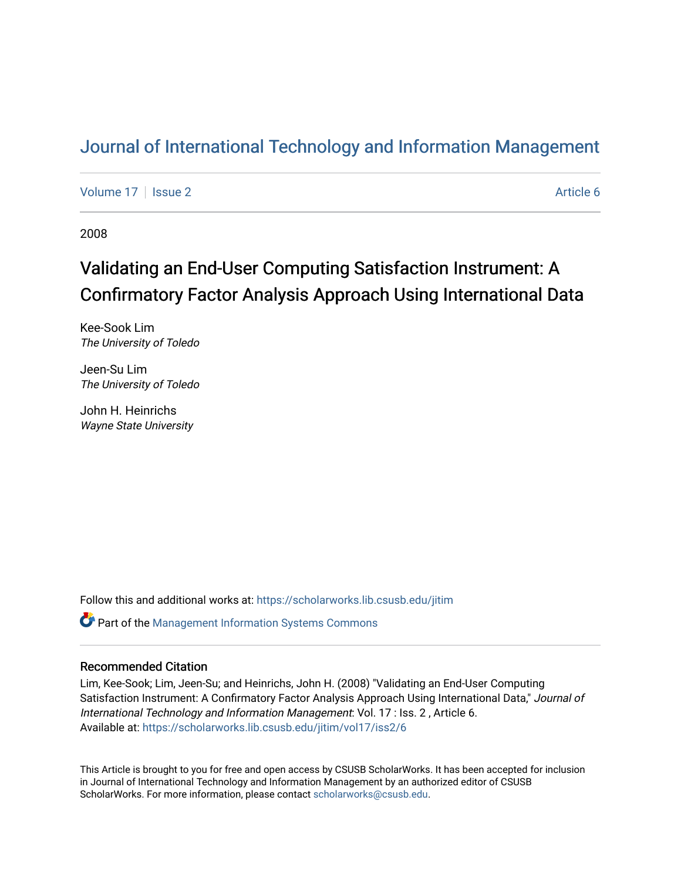# Journal of International Technology and Information Management

Volume 17 | Issue 2 | Article 6

2008

## Validating an End-User Computing Satisfaction Instrument: A Confirmatory Factor Analysis Approach Using International Data

Kee-Sook Lim
*The University of Toledo*

Jeen-Su Lim
*The University of Toledo*

John H. Heinrichs
*Wayne State University*

Follow this and additional works at: https://scholarworks.lib.csusb.edu/jitim

Part of the Management Information Systems Commons

### Recommended Citation

Lim, Kee-Sook; Lim, Jeen-Su; and Heinrichs, John H. (2008) "Validating an End-User Computing Satisfaction Instrument: A Confirmatory Factor Analysis Approach Using International Data," *Journal of International Technology and Information Management*: Vol. 17 : Iss. 2 , Article 6.
Available at: https://scholarworks.lib.csusb.edu/jitim/vol17/iss2/6

This Article is brought to you for free and open access by CSUSB ScholarWorks. It has been accepted for inclusion in Journal of International Technology and Information Management by an authorized editor of CSUSB ScholarWorks. For more information, please contact scholarworks@csusb.edu.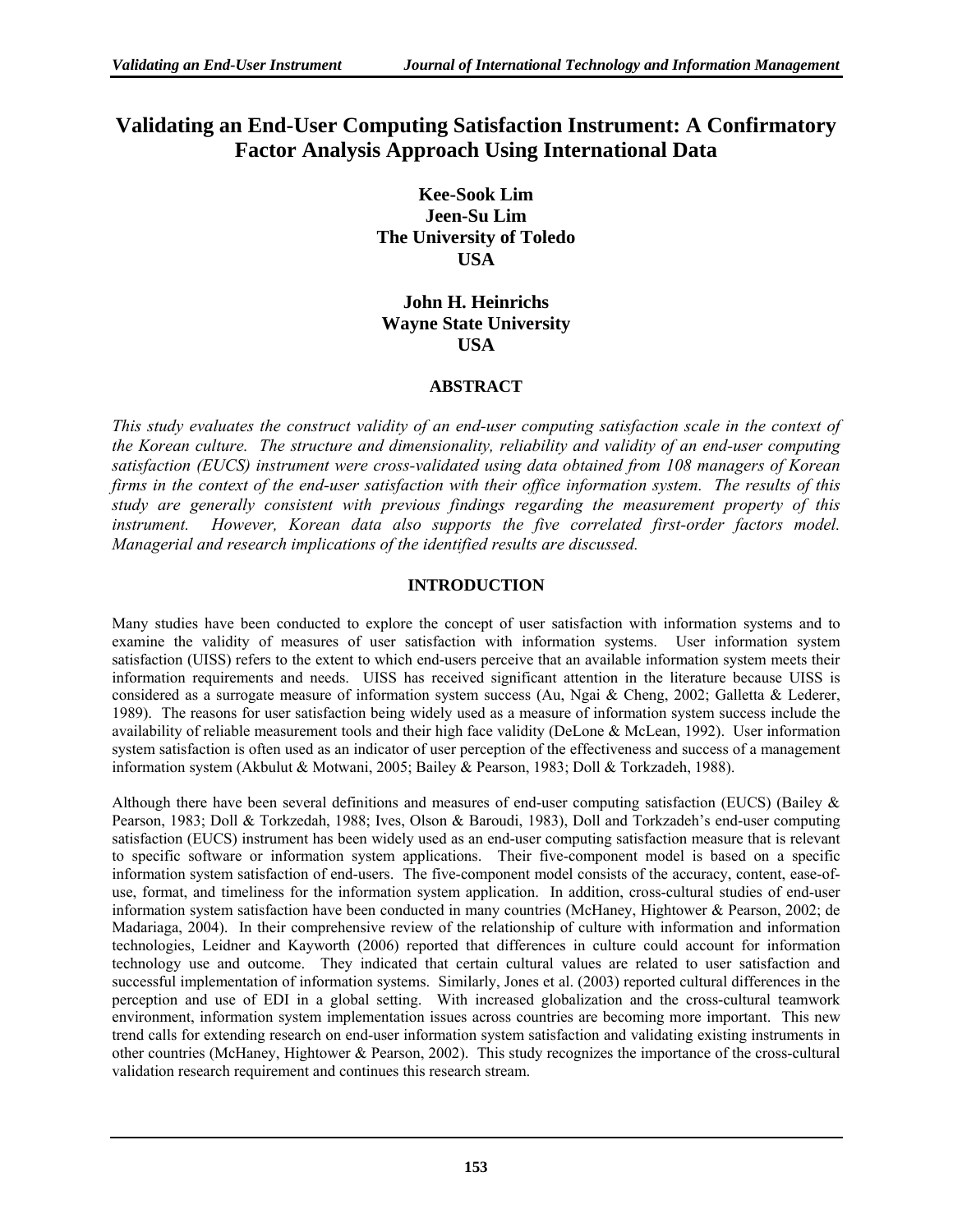# Validating an End-User Computing Satisfaction Instrument: A Confirmatory Factor Analysis Approach Using International Data

**Kee-Sook Lim**
**Jeen-Su Lim**
**The University of Toledo**
**USA**

**John H. Heinrichs**
**Wayne State University**
**USA**

## ABSTRACT

*This study evaluates the construct validity of an end-user computing satisfaction scale in the context of the Korean culture. The structure and dimensionality, reliability and validity of an end-user computing satisfaction (EUCS) instrument were cross-validated using data obtained from 108 managers of Korean firms in the context of the end-user satisfaction with their office information system. The results of this study are generally consistent with previous findings regarding the measurement property of this instrument. However, Korean data also supports the five correlated first-order factors model. Managerial and research implications of the identified results are discussed.*

## INTRODUCTION

Many studies have been conducted to explore the concept of user satisfaction with information systems and to examine the validity of measures of user satisfaction with information systems. User information system satisfaction (UISS) refers to the extent to which end-users perceive that an available information system meets their information requirements and needs. UISS has received significant attention in the literature because UISS is considered as a surrogate measure of information system success (Au, Ngai & Cheng, 2002; Galletta & Lederer, 1989). The reasons for user satisfaction being widely used as a measure of information system success include the availability of reliable measurement tools and their high face validity (DeLone & McLean, 1992). User information system satisfaction is often used as an indicator of user perception of the effectiveness and success of a management information system (Akbulut & Motwani, 2005; Bailey & Pearson, 1983; Doll & Torkzadeh, 1988).

Although there have been several definitions and measures of end-user computing satisfaction (EUCS) (Bailey & Pearson, 1983; Doll & Torkzedah, 1988; Ives, Olson & Baroudi, 1983), Doll and Torkzadeh's end-user computing satisfaction (EUCS) instrument has been widely used as an end-user computing satisfaction measure that is relevant to specific software or information system applications. Their five-component model is based on a specific information system satisfaction of end-users. The five-component model consists of the accuracy, content, ease-of-use, format, and timeliness for the information system application. In addition, cross-cultural studies of end-user information system satisfaction have been conducted in many countries (McHaney, Hightower & Pearson, 2002; de Madariaga, 2004). In their comprehensive review of the relationship of culture with information and information technologies, Leidner and Kayworth (2006) reported that differences in culture could account for information technology use and outcome. They indicated that certain cultural values are related to user satisfaction and successful implementation of information systems. Similarly, Jones et al. (2003) reported cultural differences in the perception and use of EDI in a global setting. With increased globalization and the cross-cultural teamwork environment, information system implementation issues across countries are becoming more important. This new trend calls for extending research on end-user information system satisfaction and validating existing instruments in other countries (McHaney, Hightower & Pearson, 2002). This study recognizes the importance of the cross-cultural validation research requirement and continues this research stream.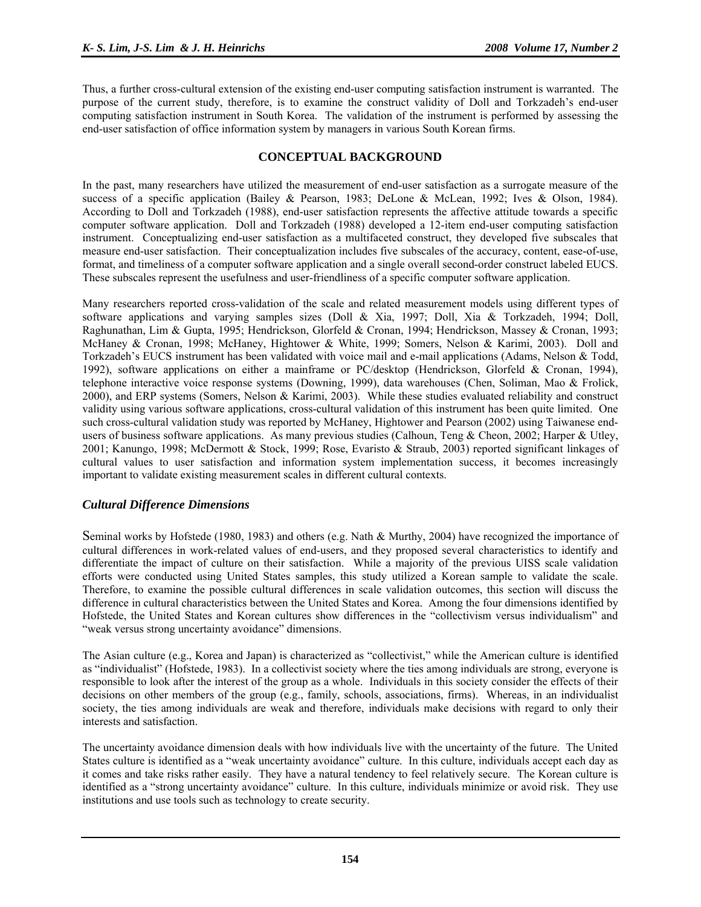Thus, a further cross-cultural extension of the existing end-user computing satisfaction instrument is warranted. The purpose of the current study, therefore, is to examine the construct validity of Doll and Torkzadeh's end-user computing satisfaction instrument in South Korea. The validation of the instrument is performed by assessing the end-user satisfaction of office information system by managers in various South Korean firms.

## CONCEPTUAL BACKGROUND

In the past, many researchers have utilized the measurement of end-user satisfaction as a surrogate measure of the success of a specific application (Bailey & Pearson, 1983; DeLone & McLean, 1992; Ives & Olson, 1984). According to Doll and Torkzadeh (1988), end-user satisfaction represents the affective attitude towards a specific computer software application. Doll and Torkzadeh (1988) developed a 12-item end-user computing satisfaction instrument. Conceptualizing end-user satisfaction as a multifaceted construct, they developed five subscales that measure end-user satisfaction. Their conceptualization includes five subscales of the accuracy, content, ease-of-use, format, and timeliness of a computer software application and a single overall second-order construct labeled EUCS. These subscales represent the usefulness and user-friendliness of a specific computer software application.

Many researchers reported cross-validation of the scale and related measurement models using different types of software applications and varying samples sizes (Doll & Xia, 1997; Doll, Xia & Torkzadeh, 1994; Doll, Raghunathan, Lim & Gupta, 1995; Hendrickson, Glorfeld & Cronan, 1994; Hendrickson, Massey & Cronan, 1993; McHaney & Cronan, 1998; McHaney, Hightower & White, 1999; Somers, Nelson & Karimi, 2003). Doll and Torkzadeh's EUCS instrument has been validated with voice mail and e-mail applications (Adams, Nelson & Todd, 1992), software applications on either a mainframe or PC/desktop (Hendrickson, Glorfeld & Cronan, 1994), telephone interactive voice response systems (Downing, 1999), data warehouses (Chen, Soliman, Mao & Frolick, 2000), and ERP systems (Somers, Nelson & Karimi, 2003). While these studies evaluated reliability and construct validity using various software applications, cross-cultural validation of this instrument has been quite limited. One such cross-cultural validation study was reported by McHaney, Hightower and Pearson (2002) using Taiwanese end-users of business software applications. As many previous studies (Calhoun, Teng & Cheon, 2002; Harper & Utley, 2001; Kanungo, 1998; McDermott & Stock, 1999; Rose, Evaristo & Straub, 2003) reported significant linkages of cultural values to user satisfaction and information system implementation success, it becomes increasingly important to validate existing measurement scales in different cultural contexts.

### *Cultural Difference Dimensions*

Seminal works by Hofstede (1980, 1983) and others (e.g. Nath & Murthy, 2004) have recognized the importance of cultural differences in work-related values of end-users, and they proposed several characteristics to identify and differentiate the impact of culture on their satisfaction. While a majority of the previous UISS scale validation efforts were conducted using United States samples, this study utilized a Korean sample to validate the scale. Therefore, to examine the possible cultural differences in scale validation outcomes, this section will discuss the difference in cultural characteristics between the United States and Korea. Among the four dimensions identified by Hofstede, the United States and Korean cultures show differences in the "collectivism versus individualism" and "weak versus strong uncertainty avoidance" dimensions.

The Asian culture (e.g., Korea and Japan) is characterized as "collectivist," while the American culture is identified as "individualist" (Hofstede, 1983). In a collectivist society where the ties among individuals are strong, everyone is responsible to look after the interest of the group as a whole. Individuals in this society consider the effects of their decisions on other members of the group (e.g., family, schools, associations, firms). Whereas, in an individualist society, the ties among individuals are weak and therefore, individuals make decisions with regard to only their interests and satisfaction.

The uncertainty avoidance dimension deals with how individuals live with the uncertainty of the future. The United States culture is identified as a "weak uncertainty avoidance" culture. In this culture, individuals accept each day as it comes and take risks rather easily. They have a natural tendency to feel relatively secure. The Korean culture is identified as a "strong uncertainty avoidance" culture. In this culture, individuals minimize or avoid risk. They use institutions and use tools such as technology to create security.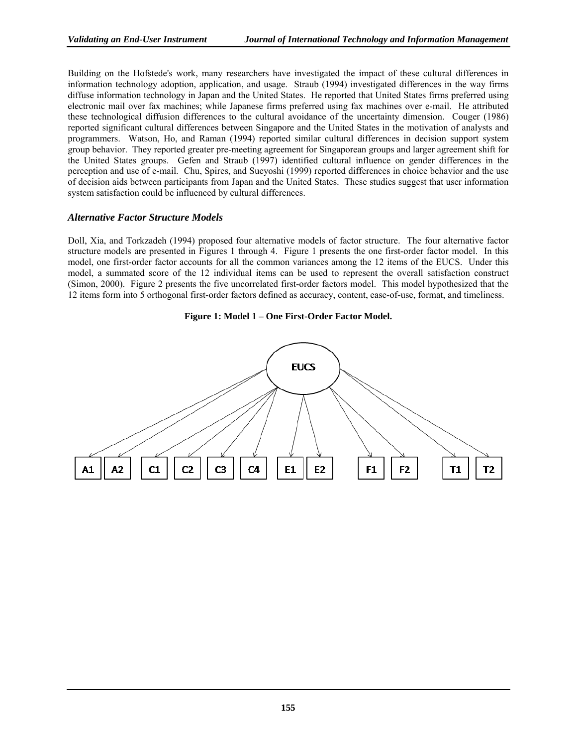Building on the Hofstede's work, many researchers have investigated the impact of these cultural differences in information technology adoption, application, and usage. Straub (1994) investigated differences in the way firms diffuse information technology in Japan and the United States. He reported that United States firms preferred using electronic mail over fax machines; while Japanese firms preferred using fax machines over e-mail. He attributed these technological diffusion differences to the cultural avoidance of the uncertainty dimension. Couger (1986) reported significant cultural differences between Singapore and the United States in the motivation of analysts and programmers. Watson, Ho, and Raman (1994) reported similar cultural differences in decision support system group behavior. They reported greater pre-meeting agreement for Singaporean groups and larger agreement shift for the United States groups. Gefen and Straub (1997) identified cultural influence on gender differences in the perception and use of e-mail. Chu, Spires, and Sueyoshi (1999) reported differences in choice behavior and the use of decision aids between participants from Japan and the United States. These studies suggest that user information system satisfaction could be influenced by cultural differences.

### *Alternative Factor Structure Models*

Doll, Xia, and Torkzadeh (1994) proposed four alternative models of factor structure. The four alternative factor structure models are presented in Figures 1 through 4. Figure 1 presents the one first-order factor model. In this model, one first-order factor accounts for all the common variances among the 12 items of the EUCS. Under this model, a summated score of the 12 individual items can be used to represent the overall satisfaction construct (Simon, 2000). Figure 2 presents the five uncorrelated first-order factors model. This model hypothesized that the 12 items form into 5 orthogonal first-order factors defined as accuracy, content, ease-of-use, format, and timeliness.

**Figure 1: Model 1 – One First-Order Factor Model.**

EUCS

A1 A2 C1 C2 C3 C4 E1 E2 F1 F2 T1 T2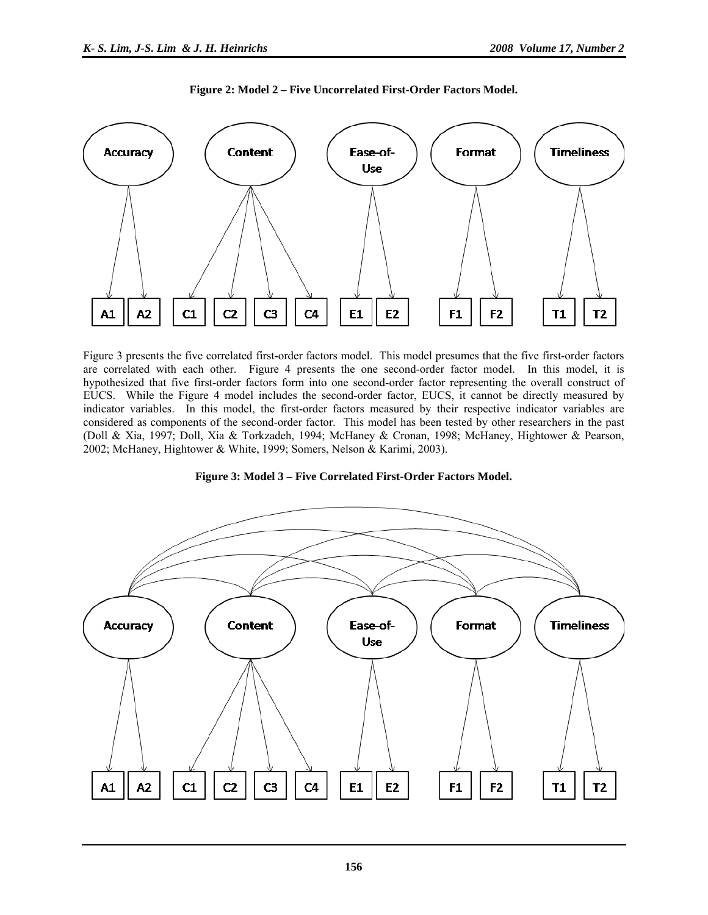**Figure 2: Model 2 – Five Uncorrelated First-Order Factors Model.**

Figure 3 presents the five correlated first-order factors model. This model presumes that the five first-order factors are correlated with each other. Figure 4 presents the one second-order factor model. In this model, it is hypothesized that five first-order factors form into one second-order factor representing the overall construct of EUCS. While the Figure 4 model includes the second-order factor, EUCS, it cannot be directly measured by indicator variables. In this model, the first-order factors measured by their respective indicator variables are considered as components of the second-order factor. This model has been tested by other researchers in the past (Doll & Xia, 1997; Doll, Xia & Torkzadeh, 1994; McHaney & Cronan, 1998; McHaney, Hightower & Pearson, 2002; McHaney, Hightower & White, 1999; Somers, Nelson & Karimi, 2003).

**Figure 3: Model 3 – Five Correlated First-Order Factors Model.**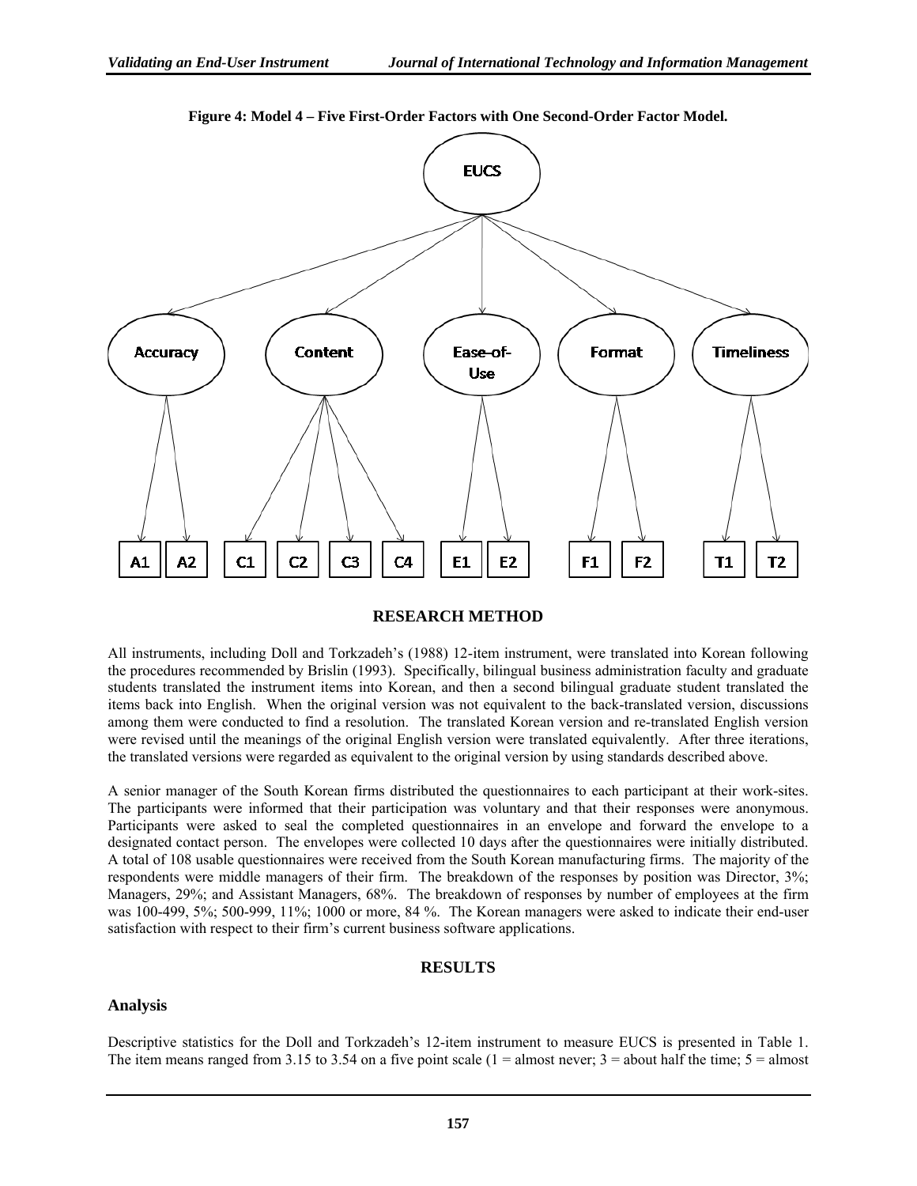**Figure 4: Model 4 – Five First-Order Factors with One Second-Order Factor Model.**

## RESEARCH METHOD

All instruments, including Doll and Torkzadeh's (1988) 12-item instrument, were translated into Korean following the procedures recommended by Brislin (1993). Specifically, bilingual business administration faculty and graduate students translated the instrument items into Korean, and then a second bilingual graduate student translated the items back into English. When the original version was not equivalent to the back-translated version, discussions among them were conducted to find a resolution. The translated Korean version and re-translated English version were revised until the meanings of the original English version were translated equivalently. After three iterations, the translated versions were regarded as equivalent to the original version by using standards described above.

A senior manager of the South Korean firms distributed the questionnaires to each participant at their work-sites. The participants were informed that their participation was voluntary and that their responses were anonymous. Participants were asked to seal the completed questionnaires in an envelope and forward the envelope to a designated contact person. The envelopes were collected 10 days after the questionnaires were initially distributed. A total of 108 usable questionnaires were received from the South Korean manufacturing firms. The majority of the respondents were middle managers of their firm. The breakdown of the responses by position was Director, 3%; Managers, 29%; and Assistant Managers, 68%. The breakdown of responses by number of employees at the firm was 100-499, 5%; 500-999, 11%; 1000 or more, 84 %. The Korean managers were asked to indicate their end-user satisfaction with respect to their firm's current business software applications.

## RESULTS

### Analysis

Descriptive statistics for the Doll and Torkzadeh's 12-item instrument to measure EUCS is presented in Table 1. The item means ranged from 3.15 to 3.54 on a five point scale (1 = almost never; 3 = about half the time; 5 = almost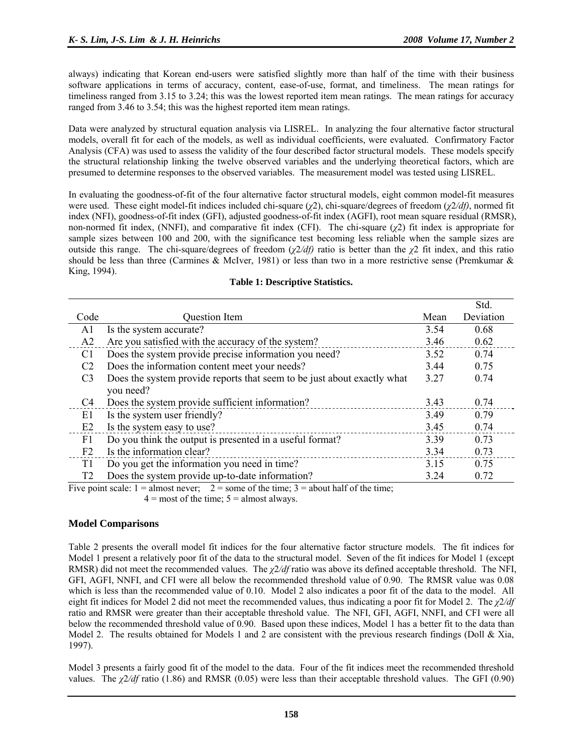always) indicating that Korean end-users were satisfied slightly more than half of the time with their business software applications in terms of accuracy, content, ease-of-use, format, and timeliness. The mean ratings for timeliness ranged from 3.15 to 3.24; this was the lowest reported item mean ratings. The mean ratings for accuracy ranged from 3.46 to 3.54; this was the highest reported item mean ratings.

Data were analyzed by structural equation analysis via LISREL. In analyzing the four alternative factor structural models, overall fit for each of the models, as well as individual coefficients, were evaluated. Confirmatory Factor Analysis (CFA) was used to assess the validity of the four described factor structural models. These models specify the structural relationship linking the twelve observed variables and the underlying theoretical factors, which are presumed to determine responses to the observed variables. The measurement model was tested using LISREL.

In evaluating the goodness-of-fit of the four alternative factor structural models, eight common model-fit measures were used. These eight model-fit indices included chi-square ($\chi 2$), chi-square/degrees of freedom ($\chi 2/df$), normed fit index (NFI), goodness-of-fit index (GFI), adjusted goodness-of-fit index (AGFI), root mean square residual (RMSR), non-normed fit index, (NNFI), and comparative fit index (CFI). The chi-square ($\chi 2$) fit index is appropriate for sample sizes between 100 and 200, with the significance test becoming less reliable when the sample sizes are outside this range. The chi-square/degrees of freedom ($\chi 2/df$) ratio is better than the $\chi 2$ fit index, and this ratio should be less than three (Carmines & McIver, 1981) or less than two in a more restrictive sense (Premkumar & King, 1994).

**Table 1: Descriptive Statistics.**

| Code | Question Item | Mean | Std. Deviation |
|---|---|---|---|
| A1 | Is the system accurate? | 3.54 | 0.68 |
| A2 | Are you satisfied with the accuracy of the system? | 3.46 | 0.62 |
| C1 | Does the system provide precise information you need? | 3.52 | 0.74 |
| C2 | Does the information content meet your needs? | 3.44 | 0.75 |
| C3 | Does the system provide reports that seem to be just about exactly what you need? | 3.27 | 0.74 |
| C4 | Does the system provide sufficient information? | 3.43 | 0.74 |
| E1 | Is the system user friendly? | 3.49 | 0.79 |
| E2 | Is the system easy to use? | 3.45 | 0.74 |
| F1 | Do you think the output is presented in a useful format? | 3.39 | 0.73 |
| F2 | Is the information clear? | 3.34 | 0.73 |
| T1 | Do you get the information you need in time? | 3.15 | 0.75 |
| T2 | Does the system provide up-to-date information? | 3.24 | 0.72 |

Five point scale: 1 = almost never; 2 = some of the time; 3 = about half of the time; 4 = most of the time; 5 = almost always.

### Model Comparisons

Table 2 presents the overall model fit indices for the four alternative factor structure models. The fit indices for Model 1 present a relatively poor fit of the data to the structural model. Seven of the fit indices for Model 1 (except RMSR) did not meet the recommended values. The $\chi 2/df$ ratio was above its defined acceptable threshold. The NFI, GFI, AGFI, NNFI, and CFI were all below the recommended threshold value of 0.90. The RMSR value was 0.08 which is less than the recommended value of 0.10. Model 2 also indicates a poor fit of the data to the model. All eight fit indices for Model 2 did not meet the recommended values, thus indicating a poor fit for Model 2. The $\chi 2/df$ ratio and RMSR were greater than their acceptable threshold value. The NFI, GFI, AGFI, NNFI, and CFI were all below the recommended threshold value of 0.90. Based upon these indices, Model 1 has a better fit to the data than Model 2. The results obtained for Models 1 and 2 are consistent with the previous research findings (Doll & Xia, 1997).

Model 3 presents a fairly good fit of the model to the data. Four of the fit indices meet the recommended threshold values. The $\chi 2/df$ ratio (1.86) and RMSR (0.05) were less than their acceptable threshold values. The GFI (0.90)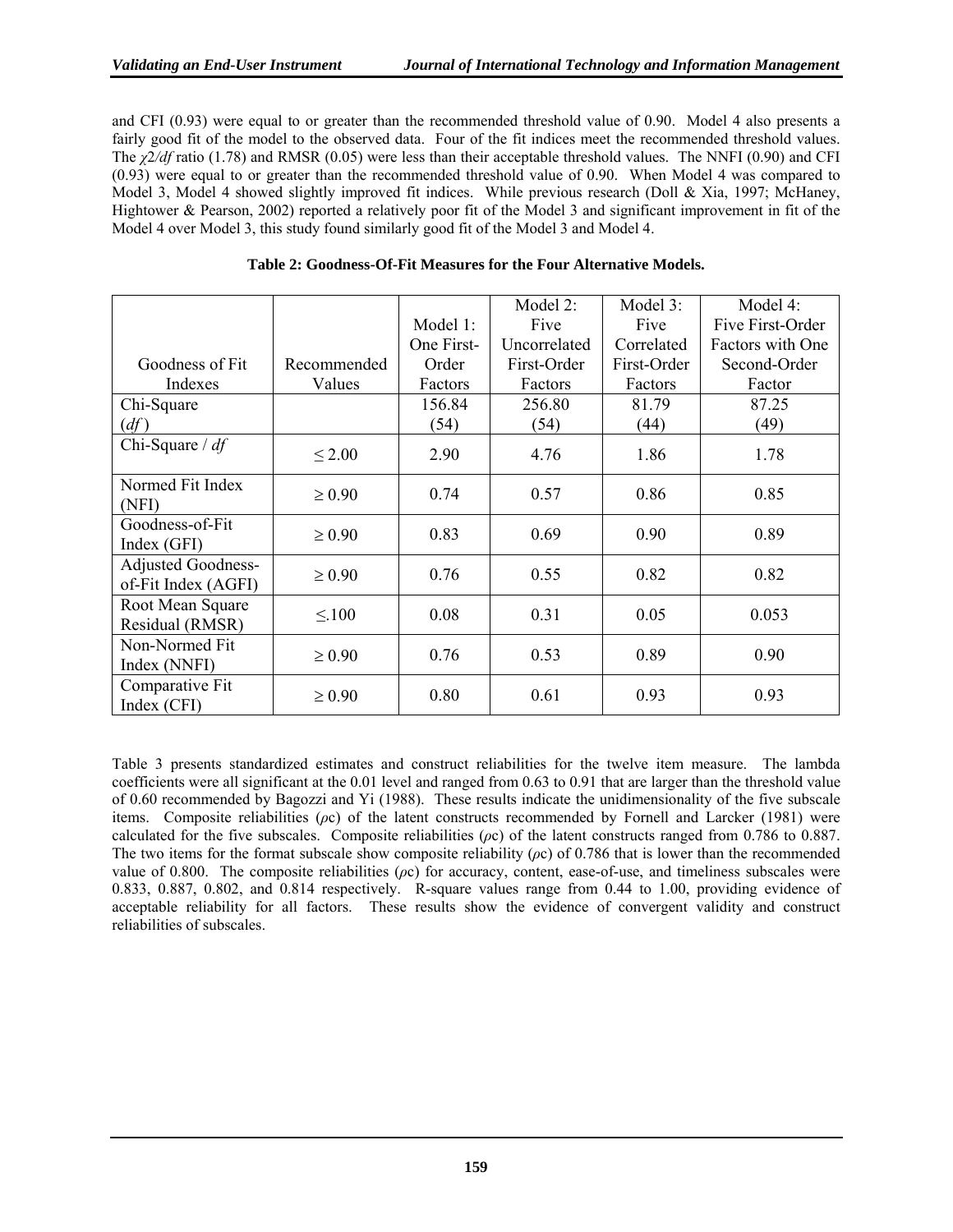and CFI (0.93) were equal to or greater than the recommended threshold value of 0.90. Model 4 also presents a fairly good fit of the model to the observed data. Four of the fit indices meet the recommended threshold values. The $\chi 2/df$ ratio (1.78) and RMSR (0.05) were less than their acceptable threshold values. The NNFI (0.90) and CFI (0.93) were equal to or greater than the recommended threshold value of 0.90. When Model 4 was compared to Model 3, Model 4 showed slightly improved fit indices. While previous research (Doll & Xia, 1997; McHaney, Hightower & Pearson, 2002) reported a relatively poor fit of the Model 3 and significant improvement in fit of the Model 4 over Model 3, this study found similarly good fit of the Model 3 and Model 4.

**Table 2: Goodness-Of-Fit Measures for the Four Alternative Models.**

| Goodness of Fit Indexes | Recommended Values | Model 1: One First-Order Factors | Model 2: Five Uncorrelated First-Order Factors | Model 3: Five Correlated First-Order Factors | Model 4: Five First-Order Factors with One Second-Order Factor |
|---|---|---|---|---|---|
| Chi-Square ($df$) | | 156.84 (54) | 256.80 (54) | 81.79 (44) | 87.25 (49) |
| Chi-Square / $df$ | ≤ 2.00 | 2.90 | 4.76 | 1.86 | 1.78 |
| Normed Fit Index (NFI) | ≥ 0.90 | 0.74 | 0.57 | 0.86 | 0.85 |
| Goodness-of-Fit Index (GFI) | ≥ 0.90 | 0.83 | 0.69 | 0.90 | 0.89 |
| Adjusted Goodness-of-Fit Index (AGFI) | ≥ 0.90 | 0.76 | 0.55 | 0.82 | 0.82 |
| Root Mean Square Residual (RMSR) | ≤.100 | 0.08 | 0.31 | 0.05 | 0.053 |
| Non-Normed Fit Index (NNFI) | ≥ 0.90 | 0.76 | 0.53 | 0.89 | 0.90 |
| Comparative Fit Index (CFI) | ≥ 0.90 | 0.80 | 0.61 | 0.93 | 0.93 |

Table 3 presents standardized estimates and construct reliabilities for the twelve item measure. The lambda coefficients were all significant at the 0.01 level and ranged from 0.63 to 0.91 that are larger than the threshold value of 0.60 recommended by Bagozzi and Yi (1988). These results indicate the unidimensionality of the five subscale items. Composite reliabilities ($\rho c$) of the latent constructs recommended by Fornell and Larcker (1981) were calculated for the five subscales. Composite reliabilities ($\rho c$) of the latent constructs ranged from 0.786 to 0.887. The two items for the format subscale show composite reliability ($\rho c$) of 0.786 that is lower than the recommended value of 0.800. The composite reliabilities ($\rho c$) for accuracy, content, ease-of-use, and timeliness subscales were 0.833, 0.887, 0.802, and 0.814 respectively. R-square values range from 0.44 to 1.00, providing evidence of acceptable reliability for all factors. These results show the evidence of convergent validity and construct reliabilities of subscales.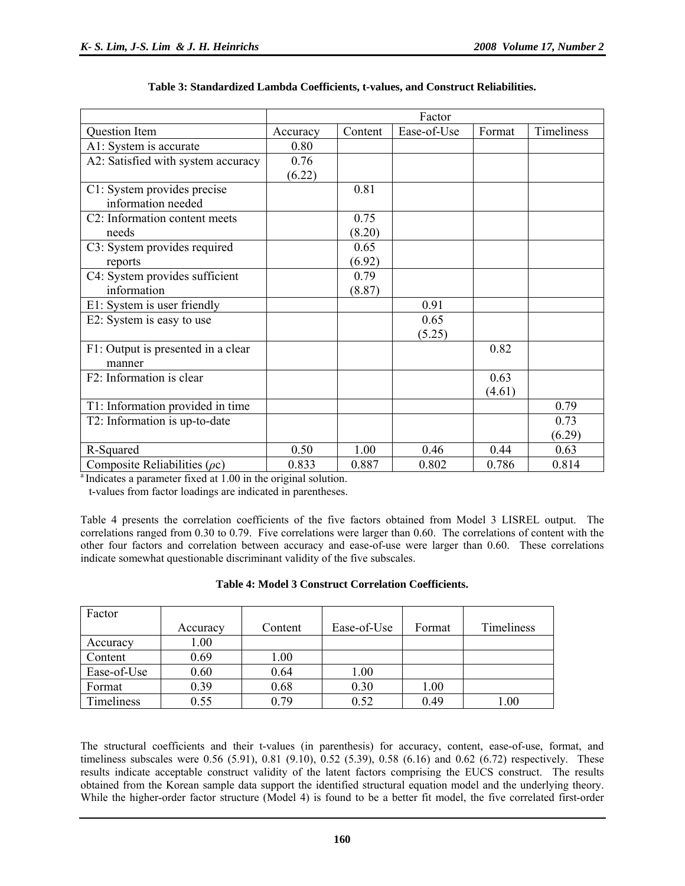**Table 3: Standardized Lambda Coefficients, t-values, and Construct Reliabilities.**

| | Factor | | | | |
|---|---|---|---|---|---|
| Question Item | Accuracy | Content | Ease-of-Use | Format | Timeliness |
| A1: System is accurate | 0.80 | | | | |
| A2: Satisfied with system accuracy | 0.76 (6.22) | | | | |
| C1: System provides precise information needed | | 0.81 | | | |
| C2: Information content meets needs | | 0.75 (8.20) | | | |
| C3: System provides required reports | | 0.65 (6.92) | | | |
| C4: System provides sufficient information | | 0.79 (8.87) | | | |
| E1: System is user friendly | | | 0.91 | | |
| E2: System is easy to use | | | 0.65 (5.25) | | |
| F1: Output is presented in a clear manner | | | | 0.82 | |
| F2: Information is clear | | | | 0.63 (4.61) | |
| T1: Information provided in time | | | | | 0.79 |
| T2: Information is up-to-date | | | | | 0.73 (6.29) |
| R-Squared | 0.50 | 1.00 | 0.46 | 0.44 | 0.63 |
| Composite Reliabilities ($\rho c$) | 0.833 | 0.887 | 0.802 | 0.786 | 0.814 |

[a] Indicates a parameter fixed at 1.00 in the original solution.
t-values from factor loadings are indicated in parentheses.

Table 4 presents the correlation coefficients of the five factors obtained from Model 3 LISREL output. The correlations ranged from 0.30 to 0.79. Five correlations were larger than 0.60. The correlations of content with the other four factors and correlation between accuracy and ease-of-use were larger than 0.60. These correlations indicate somewhat questionable discriminant validity of the five subscales.

**Table 4: Model 3 Construct Correlation Coefficients.**

| Factor | Accuracy | Content | Ease-of-Use | Format | Timeliness |
|---|---|---|---|---|---|
| Accuracy | 1.00 | | | | |
| Content | 0.69 | 1.00 | | | |
| Ease-of-Use | 0.60 | 0.64 | 1.00 | | |
| Format | 0.39 | 0.68 | 0.30 | 1.00 | |
| Timeliness | 0.55 | 0.79 | 0.52 | 0.49 | 1.00 |

The structural coefficients and their t-values (in parenthesis) for accuracy, content, ease-of-use, format, and timeliness subscales were 0.56 (5.91), 0.81 (9.10), 0.52 (5.39), 0.58 (6.16) and 0.62 (6.72) respectively. These results indicate acceptable construct validity of the latent factors comprising the EUCS construct. The results obtained from the Korean sample data support the identified structural equation model and the underlying theory. While the higher-order factor structure (Model 4) is found to be a better fit model, the five correlated first-order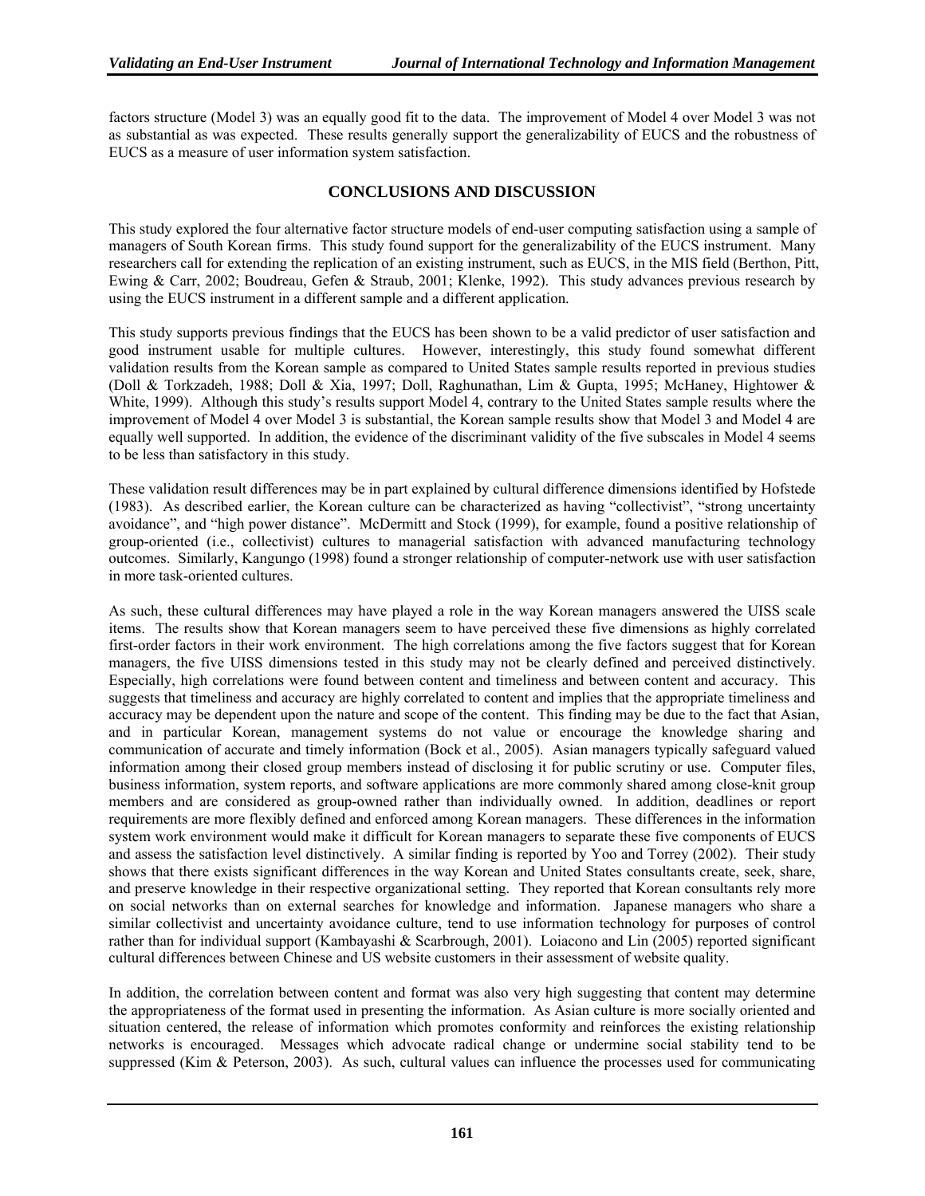factors structure (Model 3) was an equally good fit to the data. The improvement of Model 4 over Model 3 was not as substantial as was expected. These results generally support the generalizability of EUCS and the robustness of EUCS as a measure of user information system satisfaction.

## CONCLUSIONS AND DISCUSSION

This study explored the four alternative factor structure models of end-user computing satisfaction using a sample of managers of South Korean firms. This study found support for the generalizability of the EUCS instrument. Many researchers call for extending the replication of an existing instrument, such as EUCS, in the MIS field (Berthon, Pitt, Ewing & Carr, 2002; Boudreau, Gefen & Straub, 2001; Klenke, 1992). This study advances previous research by using the EUCS instrument in a different sample and a different application.

This study supports previous findings that the EUCS has been shown to be a valid predictor of user satisfaction and good instrument usable for multiple cultures. However, interestingly, this study found somewhat different validation results from the Korean sample as compared to United States sample results reported in previous studies (Doll & Torkzadeh, 1988; Doll & Xia, 1997; Doll, Raghunathan, Lim & Gupta, 1995; McHaney, Hightower & White, 1999). Although this study's results support Model 4, contrary to the United States sample results where the improvement of Model 4 over Model 3 is substantial, the Korean sample results show that Model 3 and Model 4 are equally well supported. In addition, the evidence of the discriminant validity of the five subscales in Model 4 seems to be less than satisfactory in this study.

These validation result differences may be in part explained by cultural difference dimensions identified by Hofstede (1983). As described earlier, the Korean culture can be characterized as having "collectivist", "strong uncertainty avoidance", and "high power distance". McDermitt and Stock (1999), for example, found a positive relationship of group-oriented (i.e., collectivist) cultures to managerial satisfaction with advanced manufacturing technology outcomes. Similarly, Kangungo (1998) found a stronger relationship of computer-network use with user satisfaction in more task-oriented cultures.

As such, these cultural differences may have played a role in the way Korean managers answered the UISS scale items. The results show that Korean managers seem to have perceived these five dimensions as highly correlated first-order factors in their work environment. The high correlations among the five factors suggest that for Korean managers, the five UISS dimensions tested in this study may not be clearly defined and perceived distinctively. Especially, high correlations were found between content and timeliness and between content and accuracy. This suggests that timeliness and accuracy are highly correlated to content and implies that the appropriate timeliness and accuracy may be dependent upon the nature and scope of the content. This finding may be due to the fact that Asian, and in particular Korean, management systems do not value or encourage the knowledge sharing and communication of accurate and timely information (Bock et al., 2005). Asian managers typically safeguard valued information among their closed group members instead of disclosing it for public scrutiny or use. Computer files, business information, system reports, and software applications are more commonly shared among close-knit group members and are considered as group-owned rather than individually owned. In addition, deadlines or report requirements are more flexibly defined and enforced among Korean managers. These differences in the information system work environment would make it difficult for Korean managers to separate these five components of EUCS and assess the satisfaction level distinctively. A similar finding is reported by Yoo and Torrey (2002). Their study shows that there exists significant differences in the way Korean and United States consultants create, seek, share, and preserve knowledge in their respective organizational setting. They reported that Korean consultants rely more on social networks than on external searches for knowledge and information. Japanese managers who share a similar collectivist and uncertainty avoidance culture, tend to use information technology for purposes of control rather than for individual support (Kambayashi & Scarbrough, 2001). Loiacono and Lin (2005) reported significant cultural differences between Chinese and US website customers in their assessment of website quality.

In addition, the correlation between content and format was also very high suggesting that content may determine the appropriateness of the format used in presenting the information. As Asian culture is more socially oriented and situation centered, the release of information which promotes conformity and reinforces the existing relationship networks is encouraged. Messages which advocate radical change or undermine social stability tend to be suppressed (Kim & Peterson, 2003). As such, cultural values can influence the processes used for communicating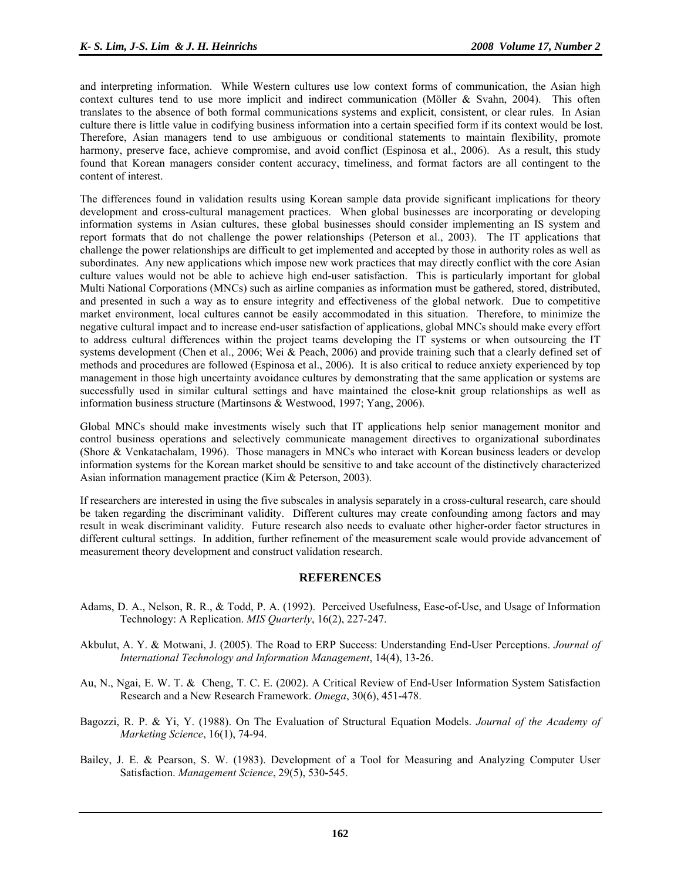and interpreting information. While Western cultures use low context forms of communication, the Asian high context cultures tend to use more implicit and indirect communication (Möller & Svahn, 2004). This often translates to the absence of both formal communications systems and explicit, consistent, or clear rules. In Asian culture there is little value in codifying business information into a certain specified form if its context would be lost. Therefore, Asian managers tend to use ambiguous or conditional statements to maintain flexibility, promote harmony, preserve face, achieve compromise, and avoid conflict (Espinosa et al., 2006). As a result, this study found that Korean managers consider content accuracy, timeliness, and format factors are all contingent to the content of interest.

The differences found in validation results using Korean sample data provide significant implications for theory development and cross-cultural management practices. When global businesses are incorporating or developing information systems in Asian cultures, these global businesses should consider implementing an IS system and report formats that do not challenge the power relationships (Peterson et al., 2003). The IT applications that challenge the power relationships are difficult to get implemented and accepted by those in authority roles as well as subordinates. Any new applications which impose new work practices that may directly conflict with the core Asian culture values would not be able to achieve high end-user satisfaction. This is particularly important for global Multi National Corporations (MNCs) such as airline companies as information must be gathered, stored, distributed, and presented in such a way as to ensure integrity and effectiveness of the global network. Due to competitive market environment, local cultures cannot be easily accommodated in this situation. Therefore, to minimize the negative cultural impact and to increase end-user satisfaction of applications, global MNCs should make every effort to address cultural differences within the project teams developing the IT systems or when outsourcing the IT systems development (Chen et al., 2006; Wei & Peach, 2006) and provide training such that a clearly defined set of methods and procedures are followed (Espinosa et al., 2006). It is also critical to reduce anxiety experienced by top management in those high uncertainty avoidance cultures by demonstrating that the same application or systems are successfully used in similar cultural settings and have maintained the close-knit group relationships as well as information business structure (Martinsons & Westwood, 1997; Yang, 2006).

Global MNCs should make investments wisely such that IT applications help senior management monitor and control business operations and selectively communicate management directives to organizational subordinates (Shore & Venkatachalam, 1996). Those managers in MNCs who interact with Korean business leaders or develop information systems for the Korean market should be sensitive to and take account of the distinctively characterized Asian information management practice (Kim & Peterson, 2003).

If researchers are interested in using the five subscales in analysis separately in a cross-cultural research, care should be taken regarding the discriminant validity. Different cultures may create confounding among factors and may result in weak discriminant validity. Future research also needs to evaluate other higher-order factor structures in different cultural settings. In addition, further refinement of the measurement scale would provide advancement of measurement theory development and construct validation research.

## REFERENCES

Adams, D. A., Nelson, R. R., & Todd, P. A. (1992). Perceived Usefulness, Ease-of-Use, and Usage of Information Technology: A Replication. *MIS Quarterly*, 16(2), 227-247.

Akbulut, A. Y. & Motwani, J. (2005). The Road to ERP Success: Understanding End-User Perceptions. *Journal of International Technology and Information Management*, 14(4), 13-26.

Au, N., Ngai, E. W. T. & Cheng, T. C. E. (2002). A Critical Review of End-User Information System Satisfaction Research and a New Research Framework. *Omega*, 30(6), 451-478.

Bagozzi, R. P. & Yi, Y. (1988). On The Evaluation of Structural Equation Models. *Journal of the Academy of Marketing Science*, 16(1), 74-94.

Bailey, J. E. & Pearson, S. W. (1983). Development of a Tool for Measuring and Analyzing Computer User Satisfaction. *Management Science*, 29(5), 530-545.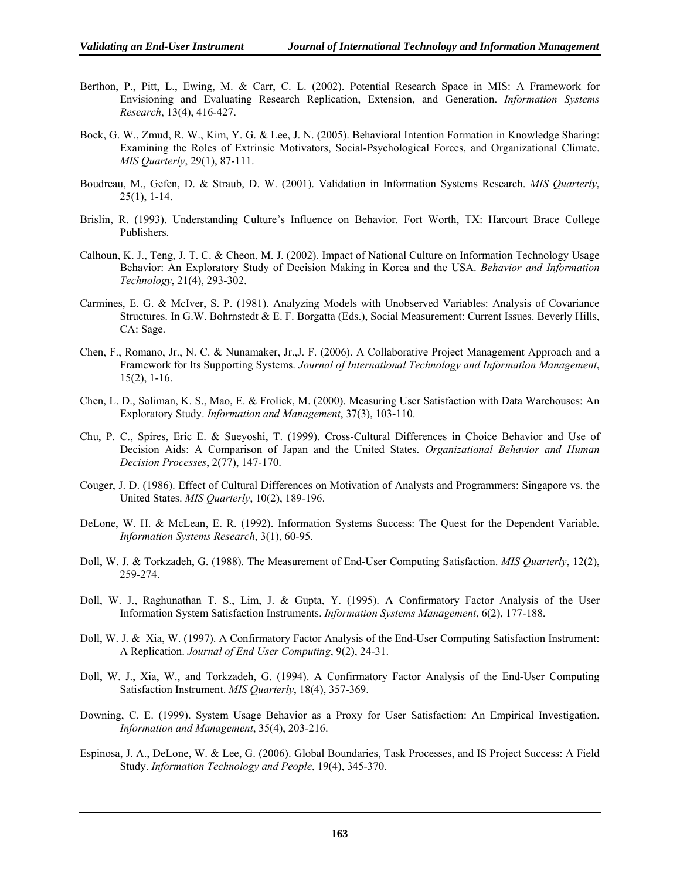Berthon, P., Pitt, L., Ewing, M. & Carr, C. L. (2002). Potential Research Space in MIS: A Framework for Envisioning and Evaluating Research Replication, Extension, and Generation. *Information Systems Research*, 13(4), 416-427.

Bock, G. W., Zmud, R. W., Kim, Y. G. & Lee, J. N. (2005). Behavioral Intention Formation in Knowledge Sharing: Examining the Roles of Extrinsic Motivators, Social-Psychological Forces, and Organizational Climate. *MIS Quarterly*, 29(1), 87-111.

Boudreau, M., Gefen, D. & Straub, D. W. (2001). Validation in Information Systems Research. *MIS Quarterly*, 25(1), 1-14.

Brislin, R. (1993). Understanding Culture's Influence on Behavior. Fort Worth, TX: Harcourt Brace College Publishers.

Calhoun, K. J., Teng, J. T. C. & Cheon, M. J. (2002). Impact of National Culture on Information Technology Usage Behavior: An Exploratory Study of Decision Making in Korea and the USA. *Behavior and Information Technology*, 21(4), 293-302.

Carmines, E. G. & McIver, S. P. (1981). Analyzing Models with Unobserved Variables: Analysis of Covariance Structures. In G.W. Bohrnstedt & E. F. Borgatta (Eds.), Social Measurement: Current Issues. Beverly Hills, CA: Sage.

Chen, F., Romano, Jr., N. C. & Nunamaker, Jr.,J. F. (2006). A Collaborative Project Management Approach and a Framework for Its Supporting Systems. *Journal of International Technology and Information Management*, 15(2), 1-16.

Chen, L. D., Soliman, K. S., Mao, E. & Frolick, M. (2000). Measuring User Satisfaction with Data Warehouses: An Exploratory Study. *Information and Management*, 37(3), 103-110.

Chu, P. C., Spires, Eric E. & Sueyoshi, T. (1999). Cross-Cultural Differences in Choice Behavior and Use of Decision Aids: A Comparison of Japan and the United States. *Organizational Behavior and Human Decision Processes*, 2(77), 147-170.

Couger, J. D. (1986). Effect of Cultural Differences on Motivation of Analysts and Programmers: Singapore vs. the United States. *MIS Quarterly*, 10(2), 189-196.

DeLone, W. H. & McLean, E. R. (1992). Information Systems Success: The Quest for the Dependent Variable. *Information Systems Research*, 3(1), 60-95.

Doll, W. J. & Torkzadeh, G. (1988). The Measurement of End-User Computing Satisfaction. *MIS Quarterly*, 12(2), 259-274.

Doll, W. J., Raghunathan T. S., Lim, J. & Gupta, Y. (1995). A Confirmatory Factor Analysis of the User Information System Satisfaction Instruments. *Information Systems Management*, 6(2), 177-188.

Doll, W. J. & Xia, W. (1997). A Confirmatory Factor Analysis of the End-User Computing Satisfaction Instrument: A Replication. *Journal of End User Computing*, 9(2), 24-31.

Doll, W. J., Xia, W., and Torkzadeh, G. (1994). A Confirmatory Factor Analysis of the End-User Computing Satisfaction Instrument. *MIS Quarterly*, 18(4), 357-369.

Downing, C. E. (1999). System Usage Behavior as a Proxy for User Satisfaction: An Empirical Investigation. *Information and Management*, 35(4), 203-216.

Espinosa, J. A., DeLone, W. & Lee, G. (2006). Global Boundaries, Task Processes, and IS Project Success: A Field Study. *Information Technology and People*, 19(4), 345-370.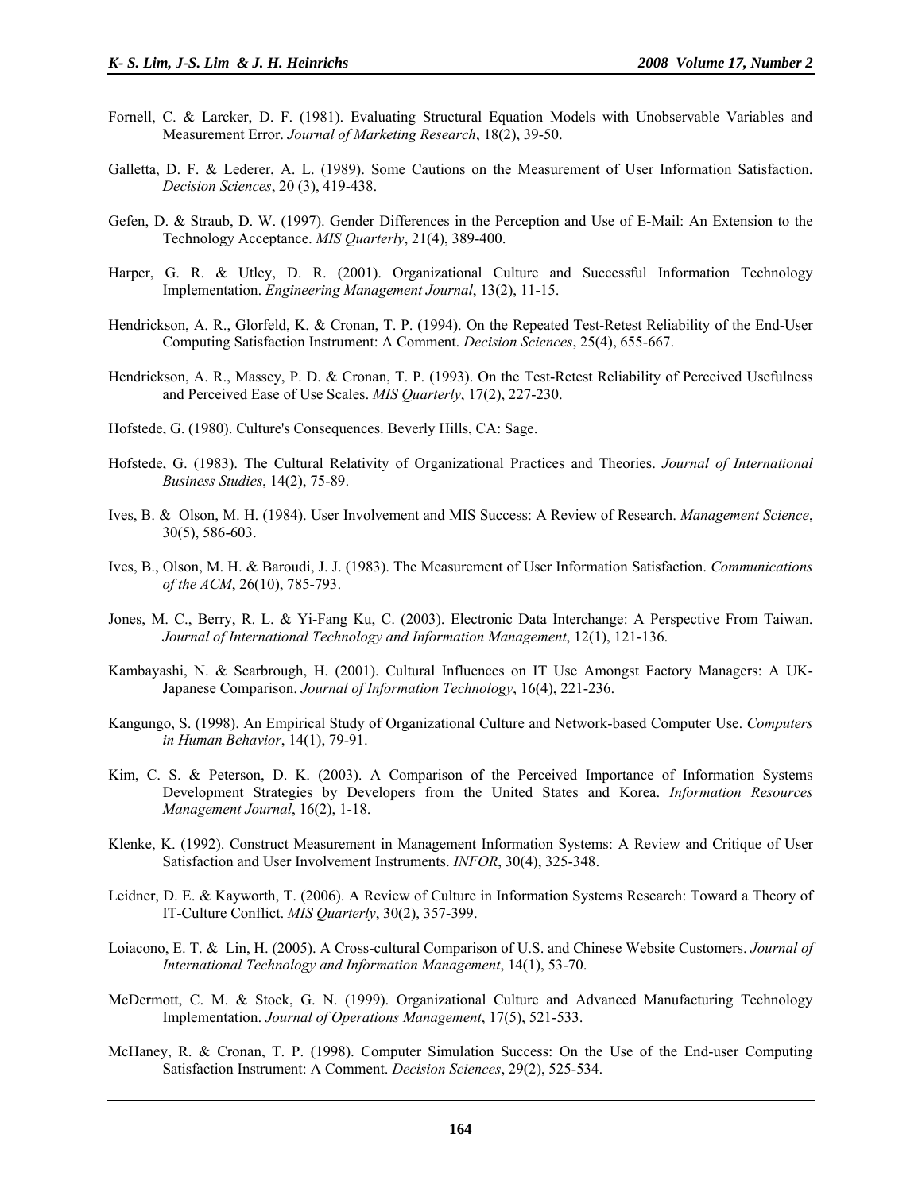Fornell, C. & Larcker, D. F. (1981). Evaluating Structural Equation Models with Unobservable Variables and Measurement Error. *Journal of Marketing Research*, 18(2), 39-50.

Galletta, D. F. & Lederer, A. L. (1989). Some Cautions on the Measurement of User Information Satisfaction. *Decision Sciences*, 20 (3), 419-438.

Gefen, D. & Straub, D. W. (1997). Gender Differences in the Perception and Use of E-Mail: An Extension to the Technology Acceptance. *MIS Quarterly*, 21(4), 389-400.

Harper, G. R. & Utley, D. R. (2001). Organizational Culture and Successful Information Technology Implementation. *Engineering Management Journal*, 13(2), 11-15.

Hendrickson, A. R., Glorfeld, K. & Cronan, T. P. (1994). On the Repeated Test-Retest Reliability of the End-User Computing Satisfaction Instrument: A Comment. *Decision Sciences*, 25(4), 655-667.

Hendrickson, A. R., Massey, P. D. & Cronan, T. P. (1993). On the Test-Retest Reliability of Perceived Usefulness and Perceived Ease of Use Scales. *MIS Quarterly*, 17(2), 227-230.

Hofstede, G. (1980). Culture's Consequences. Beverly Hills, CA: Sage.

Hofstede, G. (1983). The Cultural Relativity of Organizational Practices and Theories. *Journal of International Business Studies*, 14(2), 75-89.

Ives, B. & Olson, M. H. (1984). User Involvement and MIS Success: A Review of Research. *Management Science*, 30(5), 586-603.

Ives, B., Olson, M. H. & Baroudi, J. J. (1983). The Measurement of User Information Satisfaction. *Communications of the ACM*, 26(10), 785-793.

Jones, M. C., Berry, R. L. & Yi-Fang Ku, C. (2003). Electronic Data Interchange: A Perspective From Taiwan. *Journal of International Technology and Information Management*, 12(1), 121-136.

Kambayashi, N. & Scarbrough, H. (2001). Cultural Influences on IT Use Amongst Factory Managers: A UK-Japanese Comparison. *Journal of Information Technology*, 16(4), 221-236.

Kangungo, S. (1998). An Empirical Study of Organizational Culture and Network-based Computer Use. *Computers in Human Behavior*, 14(1), 79-91.

Kim, C. S. & Peterson, D. K. (2003). A Comparison of the Perceived Importance of Information Systems Development Strategies by Developers from the United States and Korea. *Information Resources Management Journal*, 16(2), 1-18.

Klenke, K. (1992). Construct Measurement in Management Information Systems: A Review and Critique of User Satisfaction and User Involvement Instruments. *INFOR*, 30(4), 325-348.

Leidner, D. E. & Kayworth, T. (2006). A Review of Culture in Information Systems Research: Toward a Theory of IT-Culture Conflict. *MIS Quarterly*, 30(2), 357-399.

Loiacono, E. T. & Lin, H. (2005). A Cross-cultural Comparison of U.S. and Chinese Website Customers. *Journal of International Technology and Information Management*, 14(1), 53-70.

McDermott, C. M. & Stock, G. N. (1999). Organizational Culture and Advanced Manufacturing Technology Implementation. *Journal of Operations Management*, 17(5), 521-533.

McHaney, R. & Cronan, T. P. (1998). Computer Simulation Success: On the Use of the End-user Computing Satisfaction Instrument: A Comment. *Decision Sciences*, 29(2), 525-534.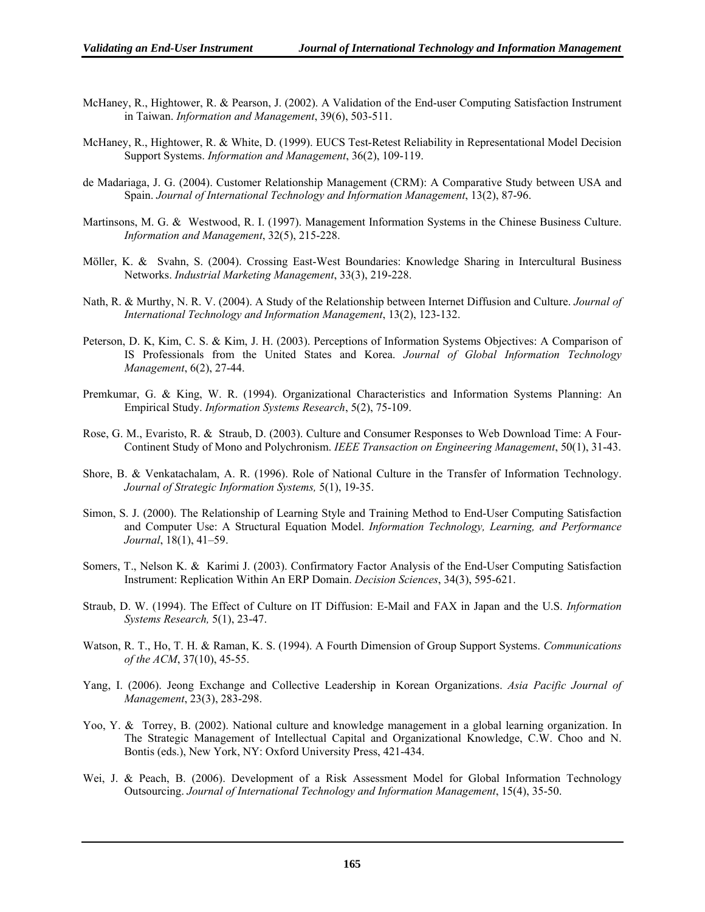McHaney, R., Hightower, R. & Pearson, J. (2002). A Validation of the End-user Computing Satisfaction Instrument in Taiwan. *Information and Management*, 39(6), 503-511.

McHaney, R., Hightower, R. & White, D. (1999). EUCS Test-Retest Reliability in Representational Model Decision Support Systems. *Information and Management*, 36(2), 109-119.

de Madariaga, J. G. (2004). Customer Relationship Management (CRM): A Comparative Study between USA and Spain. *Journal of International Technology and Information Management*, 13(2), 87-96.

Martinsons, M. G. & Westwood, R. I. (1997). Management Information Systems in the Chinese Business Culture. *Information and Management*, 32(5), 215-228.

Möller, K. & Svahn, S. (2004). Crossing East-West Boundaries: Knowledge Sharing in Intercultural Business Networks. *Industrial Marketing Management*, 33(3), 219-228.

Nath, R. & Murthy, N. R. V. (2004). A Study of the Relationship between Internet Diffusion and Culture. *Journal of International Technology and Information Management*, 13(2), 123-132.

Peterson, D. K, Kim, C. S. & Kim, J. H. (2003). Perceptions of Information Systems Objectives: A Comparison of IS Professionals from the United States and Korea. *Journal of Global Information Technology Management*, 6(2), 27-44.

Premkumar, G. & King, W. R. (1994). Organizational Characteristics and Information Systems Planning: An Empirical Study. *Information Systems Research*, 5(2), 75-109.

Rose, G. M., Evaristo, R. & Straub, D. (2003). Culture and Consumer Responses to Web Download Time: A Four-Continent Study of Mono and Polychronism. *IEEE Transaction on Engineering Management*, 50(1), 31-43.

Shore, B. & Venkatachalam, A. R. (1996). Role of National Culture in the Transfer of Information Technology. *Journal of Strategic Information Systems,* 5(1), 19-35.

Simon, S. J. (2000). The Relationship of Learning Style and Training Method to End-User Computing Satisfaction and Computer Use: A Structural Equation Model. *Information Technology, Learning, and Performance Journal*, 18(1), 41–59.

Somers, T., Nelson K. & Karimi J. (2003). Confirmatory Factor Analysis of the End-User Computing Satisfaction Instrument: Replication Within An ERP Domain. *Decision Sciences*, 34(3), 595-621.

Straub, D. W. (1994). The Effect of Culture on IT Diffusion: E-Mail and FAX in Japan and the U.S. *Information Systems Research,* 5(1), 23-47.

Watson, R. T., Ho, T. H. & Raman, K. S. (1994). A Fourth Dimension of Group Support Systems. *Communications of the ACM*, 37(10), 45-55.

Yang, I. (2006). Jeong Exchange and Collective Leadership in Korean Organizations. *Asia Pacific Journal of Management*, 23(3), 283-298.

Yoo, Y. & Torrey, B. (2002). National culture and knowledge management in a global learning organization. In The Strategic Management of Intellectual Capital and Organizational Knowledge, C.W. Choo and N. Bontis (eds.), New York, NY: Oxford University Press, 421-434.

Wei, J. & Peach, B. (2006). Development of a Risk Assessment Model for Global Information Technology Outsourcing. *Journal of International Technology and Information Management*, 15(4), 35-50.